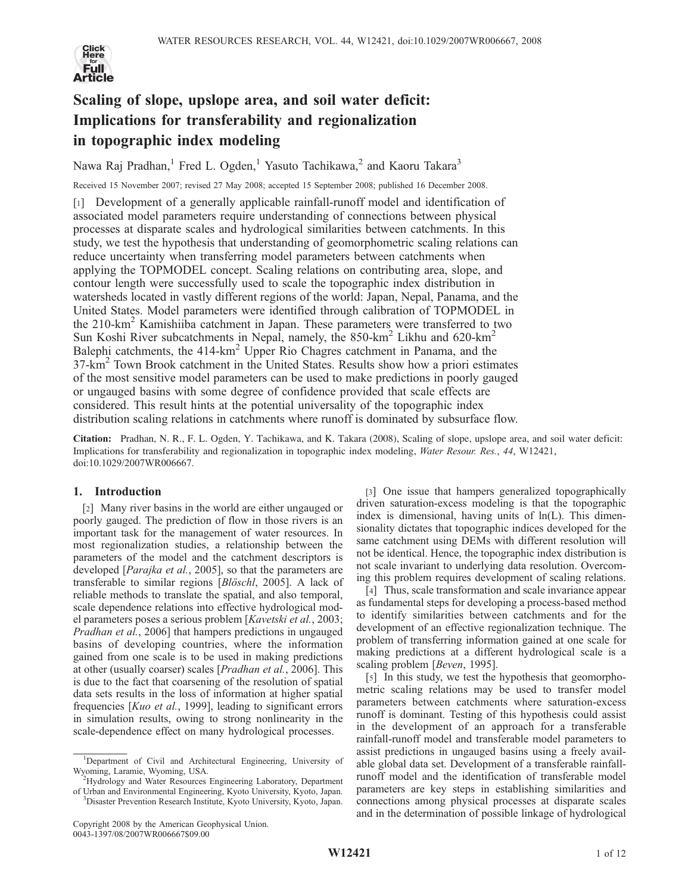# Scaling of slope, upslope area, and soil water deficit: Implications for transferability and regionalization in topographic index modeling

Nawa Raj Pradhan,[1] Fred L. Ogden,[1] Yasuto Tachikawa,[2] and Kaoru Takara[3]

Received 15 November 2007; revised 27 May 2008; accepted 15 September 2008; published 16 December 2008.

[1] Development of a generally applicable rainfall-runoff model and identification of associated model parameters require understanding of connections between physical processes at disparate scales and hydrological similarities between catchments. In this study, we test the hypothesis that understanding of geomorphometric scaling relations can reduce uncertainty when transferring model parameters between catchments when applying the TOPMODEL concept. Scaling relations on contributing area, slope, and contour length were successfully used to scale the topographic index distribution in watersheds located in vastly different regions of the world: Japan, Nepal, Panama, and the United States. Model parameters were identified through calibration of TOPMODEL in the 210-km$^2$ Kamishiiba catchment in Japan. These parameters were transferred to two Sun Koshi River subcatchments in Nepal, namely, the 850-km$^2$ Likhu and 620-km$^2$ Balephi catchments, the 414-km$^2$ Upper Rio Chagres catchment in Panama, and the 37-km$^2$ Town Brook catchment in the United States. Results show how a priori estimates of the most sensitive model parameters can be used to make predictions in poorly gauged or ungauged basins with some degree of confidence provided that scale effects are considered. This result hints at the potential universality of the topographic index distribution scaling relations in catchments where runoff is dominated by subsurface flow.

**Citation:** Pradhan, N. R., F. L. Ogden, Y. Tachikawa, and K. Takara (2008), Scaling of slope, upslope area, and soil water deficit: Implications for transferability and regionalization in topographic index modeling, *Water Resour. Res.*, *44*, W12421, doi:10.1029/2007WR006667.

## 1. Introduction

[2] Many river basins in the world are either ungauged or poorly gauged. The prediction of flow in those rivers is an important task for the management of water resources. In most regionalization studies, a relationship between the parameters of the model and the catchment descriptors is developed [*Parajka et al.*, 2005], so that the parameters are transferable to similar regions [*Blöschl*, 2005]. A lack of reliable methods to translate the spatial, and also temporal, scale dependence relations into effective hydrological model parameters poses a serious problem [*Kavetski et al.*, 2003; *Pradhan et al.*, 2006] that hampers predictions in ungauged basins of developing countries, where the information gained from one scale is to be used in making predictions at other (usually coarser) scales [*Pradhan et al.*, 2006]. This is due to the fact that coarsening of the resolution of spatial data sets results in the loss of information at higher spatial frequencies [*Kuo et al.*, 1999], leading to significant errors in simulation results, owing to strong nonlinearity in the scale-dependence effect on many hydrological processes.

[3] One issue that hampers generalized topographically driven saturation-excess modeling is that the topographic index is dimensional, having units of ln(L). This dimensionality dictates that topographic indices developed for the same catchment using DEMs with different resolution will not be identical. Hence, the topographic index distribution is not scale invariant to underlying data resolution. Overcoming this problem requires development of scaling relations.

[4] Thus, scale transformation and scale invariance appear as fundamental steps for developing a process-based method to identify similarities between catchments and for the development of an effective regionalization technique. The problem of transferring information gained at one scale for making predictions at a different hydrological scale is a scaling problem [*Beven*, 1995].

[5] In this study, we test the hypothesis that geomorphometric scaling relations may be used to transfer model parameters between catchments where saturation-excess runoff is dominant. Testing of this hypothesis could assist in the development of an approach for a transferable rainfall-runoff model and transferable model parameters to assist predictions in ungauged basins using a freely available global data set. Development of a transferable rainfall-runoff model and the identification of transferable model parameters are key steps in establishing similarities and connections among physical processes at disparate scales and in the determination of possible linkage of hydrological

---

[1] Department of Civil and Architectural Engineering, University of Wyoming, Laramie, Wyoming, USA.

[2] Hydrology and Water Resources Engineering Laboratory, Department of Urban and Environmental Engineering, Kyoto University, Kyoto, Japan.

[3] Disaster Prevention Research Institute, Kyoto University, Kyoto, Japan.

Copyright 2008 by the American Geophysical Union.
0043-1397/08/2007WR006667$09.00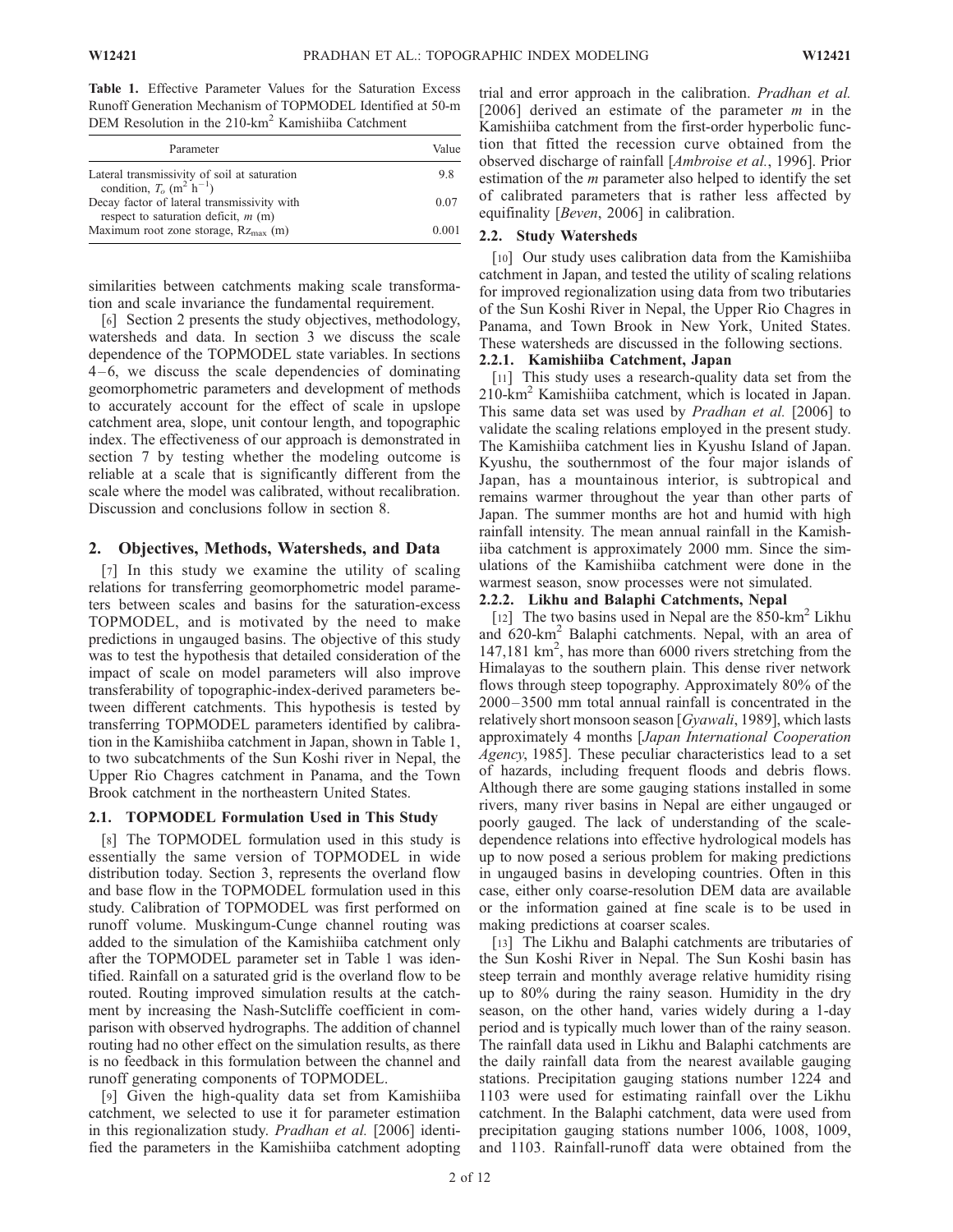**Table 1.** Effective Parameter Values for the Saturation Excess Runoff Generation Mechanism of TOPMODEL Identified at 50-m DEM Resolution in the 210-km$^2$ Kamishiiba Catchment

| Parameter | Value |
|---|---|
| Lateral transmissivity of soil at saturation condition, $T_o$ (m$^2$ h$^{-1}$) | 9.8 |
| Decay factor of lateral transmissivity with respect to saturation deficit, $m$ (m) | 0.07 |
| Maximum root zone storage, $Rz_{max}$ (m) | 0.001 |

similarities between catchments making scale transformation and scale invariance the fundamental requirement.

[6] Section 2 presents the study objectives, methodology, watersheds and data. In section 3 we discuss the scale dependence of the TOPMODEL state variables. In sections 4–6, we discuss the scale dependencies of dominating geomorphometric parameters and development of methods to accurately account for the effect of scale in upslope catchment area, slope, unit contour length, and topographic index. The effectiveness of our approach is demonstrated in section 7 by testing whether the modeling outcome is reliable at a scale that is significantly different from the scale where the model was calibrated, without recalibration. Discussion and conclusions follow in section 8.

## 2. Objectives, Methods, Watersheds, and Data

[7] In this study we examine the utility of scaling relations for transferring geomorphometric model parameters between scales and basins for the saturation-excess TOPMODEL, and is motivated by the need to make predictions in ungauged basins. The objective of this study was to test the hypothesis that detailed consideration of the impact of scale on model parameters will also improve transferability of topographic-index-derived parameters between different catchments. This hypothesis is tested by transferring TOPMODEL parameters identified by calibration in the Kamishiiba catchment in Japan, shown in Table 1, to two subcatchments of the Sun Koshi river in Nepal, the Upper Rio Chagres catchment in Panama, and the Town Brook catchment in the northeastern United States.

### 2.1. TOPMODEL Formulation Used in This Study

[8] The TOPMODEL formulation used in this study is essentially the same version of TOPMODEL in wide distribution today. Section 3, represents the overland flow and base flow in the TOPMODEL formulation used in this study. Calibration of TOPMODEL was first performed on runoff volume. Muskingum-Cunge channel routing was added to the simulation of the Kamishiiba catchment only after the TOPMODEL parameter set in Table 1 was identified. Rainfall on a saturated grid is the overland flow to be routed. Routing improved simulation results at the catchment by increasing the Nash-Sutcliffe coefficient in comparison with observed hydrographs. The addition of channel routing had no other effect on the simulation results, as there is no feedback in this formulation between the channel and runoff generating components of TOPMODEL.

[9] Given the high-quality data set from Kamishiiba catchment, we selected to use it for parameter estimation in this regionalization study. *Pradhan et al.* [2006] identified the parameters in the Kamishiiba catchment adopting trial and error approach in the calibration. *Pradhan et al.* [2006] derived an estimate of the parameter $m$ in the Kamishiiba catchment from the first-order hyperbolic function that fitted the recession curve obtained from the observed discharge of rainfall [*Ambroise et al.*, 1996]. Prior estimation of the $m$ parameter also helped to identify the set of calibrated parameters that is rather less affected by equifinality [*Beven*, 2006] in calibration.

### 2.2. Study Watersheds

[10] Our study uses calibration data from the Kamishiiba catchment in Japan, and tested the utility of scaling relations for improved regionalization using data from two tributaries of the Sun Koshi River in Nepal, the Upper Rio Chagres in Panama, and Town Brook in New York, United States. These watersheds are discussed in the following sections.

#### 2.2.1. Kamishiiba Catchment, Japan

[11] This study uses a research-quality data set from the 210-km$^2$ Kamishiiba catchment, which is located in Japan. This same data set was used by *Pradhan et al.* [2006] to validate the scaling relations employed in the present study. The Kamishiiba catchment lies in Kyushu Island of Japan. Kyushu, the southernmost of the four major islands of Japan, has a mountainous interior, is subtropical and remains warmer throughout the year than other parts of Japan. The summer months are hot and humid with high rainfall intensity. The mean annual rainfall in the Kamishiiba catchment is approximately 2000 mm. Since the simulations of the Kamishiiba catchment were done in the warmest season, snow processes were not simulated.

#### 2.2.2. Likhu and Balaphi Catchments, Nepal

[12] The two basins used in Nepal are the 850-km$^2$ Likhu and 620-km$^2$ Balaphi catchments. Nepal, with an area of 147,181 km$^2$, has more than 6000 rivers stretching from the Himalayas to the southern plain. This dense river network flows through steep topography. Approximately 80% of the 2000–3500 mm total annual rainfall is concentrated in the relatively short monsoon season [*Gyawali*, 1989], which lasts approximately 4 months [*Japan International Cooperation Agency*, 1985]. These peculiar characteristics lead to a set of hazards, including frequent floods and debris flows. Although there are some gauging stations installed in some rivers, many river basins in Nepal are either ungauged or poorly gauged. The lack of understanding of the scale-dependence relations into effective hydrological models has up to now posed a serious problem for making predictions in ungauged basins in developing countries. Often in this case, either only coarse-resolution DEM data are available or the information gained at fine scale is to be used in making predictions at coarser scales.

[13] The Likhu and Balaphi catchments are tributaries of the Sun Koshi River in Nepal. The Sun Koshi basin has steep terrain and monthly average relative humidity rising up to 80% during the rainy season. Humidity in the dry season, on the other hand, varies widely during a 1-day period and is typically much lower than of the rainy season. The rainfall data used in Likhu and Balaphi catchments are the daily rainfall data from the nearest available gauging stations. Precipitation gauging stations number 1224 and 1103 were used for estimating rainfall over the Likhu catchment. In the Balaphi catchment, data were used from precipitation gauging stations number 1006, 1008, 1009, and 1103. Rainfall-runoff data were obtained from the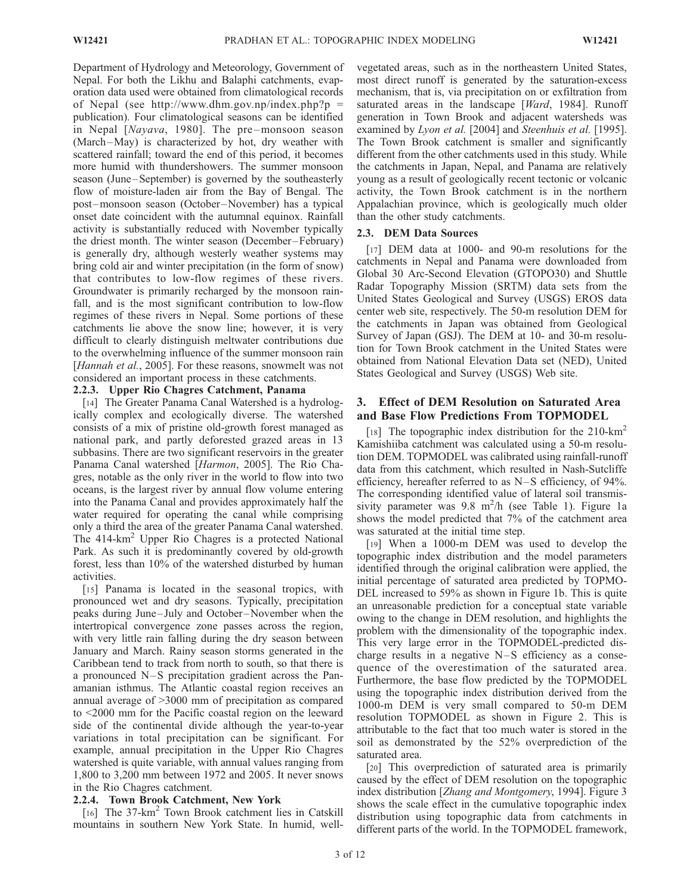Department of Hydrology and Meteorology, Government of Nepal. For both the Likhu and Balaphi catchments, evaporation data used were obtained from climatological records of Nepal (see http://www.dhm.gov.np/index.php?p = publication). Four climatological seasons can be identified in Nepal [*Nayava*, 1980]. The pre–monsoon season (March–May) is characterized by hot, dry weather with scattered rainfall; toward the end of this period, it becomes more humid with thundershowers. The summer monsoon season (June–September) is governed by the southeasterly flow of moisture-laden air from the Bay of Bengal. The post–monsoon season (October–November) has a typical onset date coincident with the autumnal equinox. Rainfall activity is substantially reduced with November typically the driest month. The winter season (December–February) is generally dry, although westerly weather systems may bring cold air and winter precipitation (in the form of snow) that contributes to low-flow regimes of these rivers. Groundwater is primarily recharged by the monsoon rainfall, and is the most significant contribution to low-flow regimes of these rivers in Nepal. Some portions of these catchments lie above the snow line; however, it is very difficult to clearly distinguish meltwater contributions due to the overwhelming influence of the summer monsoon rain [*Hannah et al.*, 2005]. For these reasons, snowmelt was not considered an important process in these catchments.

#### 2.2.3. Upper Rio Chagres Catchment, Panama

[14] The Greater Panama Canal Watershed is a hydrologically complex and ecologically diverse. The watershed consists of a mix of pristine old-growth forest managed as national park, and partly deforested grazed areas in 13 subbasins. There are two significant reservoirs in the greater Panama Canal watershed [*Harmon*, 2005]. The Rio Chagres, notable as the only river in the world to flow into two oceans, is the largest river by annual flow volume entering into the Panama Canal and provides approximately half the water required for operating the canal while comprising only a third the area of the greater Panama Canal watershed. The 414-km$^2$ Upper Rio Chagres is a protected National Park. As such it is predominantly covered by old-growth forest, less than 10% of the watershed disturbed by human activities.

[15] Panama is located in the seasonal tropics, with pronounced wet and dry seasons. Typically, precipitation peaks during June–July and October–November when the intertropical convergence zone passes across the region, with very little rain falling during the dry season between January and March. Rainy season storms generated in the Caribbean tend to track from north to south, so that there is a pronounced N–S precipitation gradient across the Panamanian isthmus. The Atlantic coastal region receives an annual average of >3000 mm of precipitation as compared to <2000 mm for the Pacific coastal region on the leeward side of the continental divide although the year-to-year variations in total precipitation can be significant. For example, annual precipitation in the Upper Rio Chagres watershed is quite variable, with annual values ranging from 1,800 to 3,200 mm between 1972 and 2005. It never snows in the Rio Chagres catchment.

#### 2.2.4. Town Brook Catchment, New York

[16] The 37-km$^2$ Town Brook catchment lies in Catskill mountains in southern New York State. In humid, well-vegetated areas, such as in the northeastern United States, most direct runoff is generated by the saturation-excess mechanism, that is, via precipitation on or exfiltration from saturated areas in the landscape [*Ward*, 1984]. Runoff generation in Town Brook and adjacent watersheds was examined by *Lyon et al.* [2004] and *Steenhuis et al.* [1995]. The Town Brook catchment is smaller and significantly different from the other catchments used in this study. While the catchments in Japan, Nepal, and Panama are relatively young as a result of geologically recent tectonic or volcanic activity, the Town Brook catchment is in the northern Appalachian province, which is geologically much older than the other study catchments.

### 2.3. DEM Data Sources

[17] DEM data at 1000- and 90-m resolutions for the catchments in Nepal and Panama were downloaded from Global 30 Arc-Second Elevation (GTOPO30) and Shuttle Radar Topography Mission (SRTM) data sets from the United States Geological and Survey (USGS) EROS data center web site, respectively. The 50-m resolution DEM for the catchments in Japan was obtained from Geological Survey of Japan (GSJ). The DEM at 10- and 30-m resolution for Town Brook catchment in the United States were obtained from National Elevation Data set (NED), United States Geological and Survey (USGS) Web site.

## 3. Effect of DEM Resolution on Saturated Area and Base Flow Predictions From TOPMODEL

[18] The topographic index distribution for the 210-km$^2$ Kamishiiba catchment was calculated using a 50-m resolution DEM. TOPMODEL was calibrated using rainfall-runoff data from this catchment, which resulted in Nash-Sutcliffe efficiency, hereafter referred to as N–S efficiency, of 94%. The corresponding identified value of lateral soil transmissivity parameter was 9.8 m$^2$/h (see Table 1). Figure 1a shows the model predicted that 7% of the catchment area was saturated at the initial time step.

[19] When a 1000-m DEM was used to develop the topographic index distribution and the model parameters identified through the original calibration were applied, the initial percentage of saturated area predicted by TOPMODEL increased to 59% as shown in Figure 1b. This is quite an unreasonable prediction for a conceptual state variable owing to the change in DEM resolution, and highlights the problem with the dimensionality of the topographic index. This very large error in the TOPMODEL-predicted discharge results in a negative N–S efficiency as a consequence of the overestimation of the saturated area. Furthermore, the base flow predicted by the TOPMODEL using the topographic index distribution derived from the 1000-m DEM is very small compared to 50-m DEM resolution TOPMODEL as shown in Figure 2. This is attributable to the fact that too much water is stored in the soil as demonstrated by the 52% overprediction of the saturated area.

[20] This overprediction of saturated area is primarily caused by the effect of DEM resolution on the topographic index distribution [*Zhang and Montgomery*, 1994]. Figure 3 shows the scale effect in the cumulative topographic index distribution using topographic data from catchments in different parts of the world. In the TOPMODEL framework,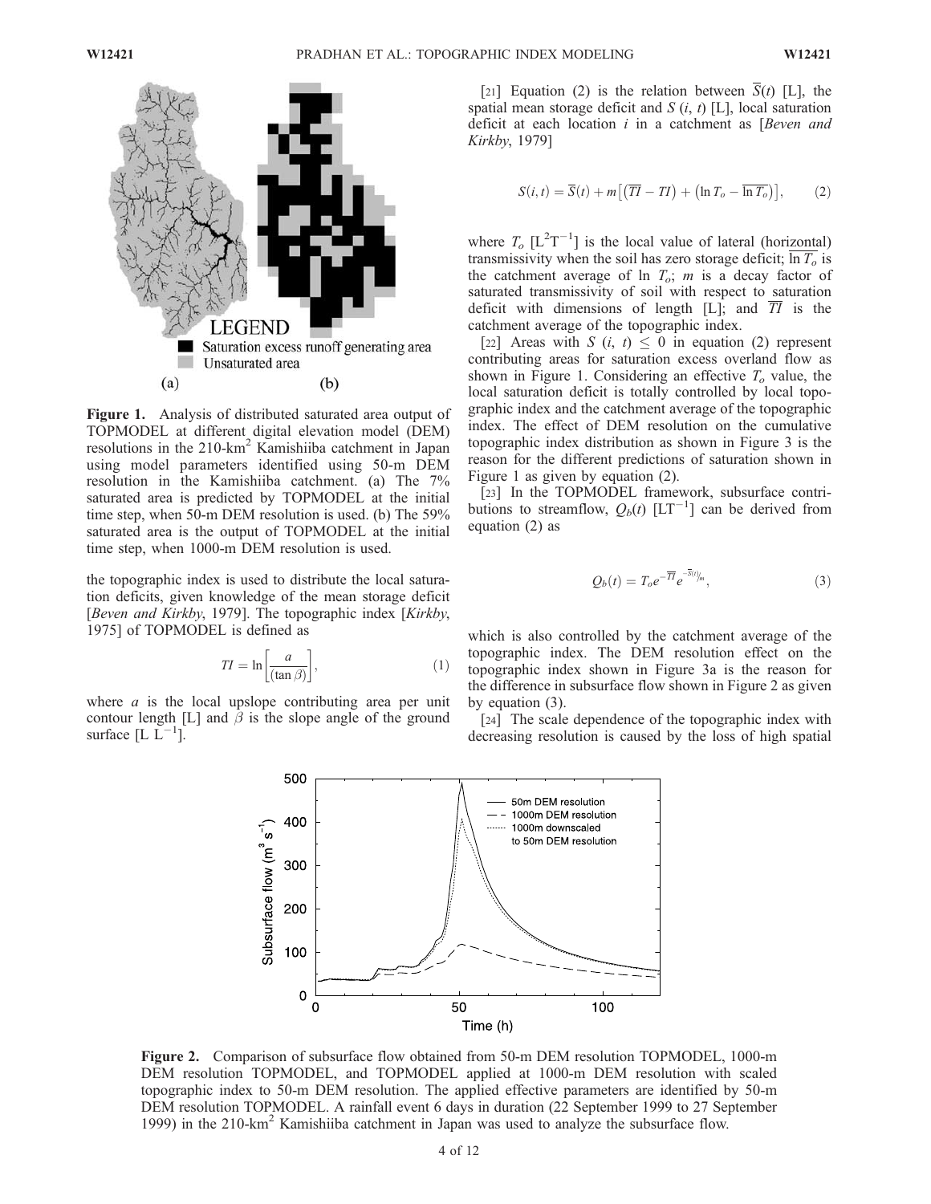**Figure 1.** Analysis of distributed saturated area output of TOPMODEL at different digital elevation model (DEM) resolutions in the 210-km$^2$ Kamishiiba catchment in Japan using model parameters identified using 50-m DEM resolution in the Kamishiiba catchment. (a) The 7% saturated area is predicted by TOPMODEL at the initial time step, when 50-m DEM resolution is used. (b) The 59% saturated area is the output of TOPMODEL at the initial time step, when 1000-m DEM resolution is used.

the topographic index is used to distribute the local saturation deficits, given knowledge of the mean storage deficit [*Beven and Kirkby*, 1979]. The topographic index [*Kirkby*, 1975] of TOPMODEL is defined as

$$TI = \ln\left[\frac{a}{(\tan\beta)}\right], \tag{1}$$

where $a$ is the local upslope contributing area per unit contour length [L] and $\beta$ is the slope angle of the ground surface [L L$^{-1}$].

[21] Equation (2) is the relation between $\overline{S}(t)$ [L], the spatial mean storage deficit and $S(i, t)$ [L], local saturation deficit at each location $i$ in a catchment as [*Beven and Kirkby*, 1979]

$$S(i,t) = \overline{S}(t) + m\left[\left(\overline{TI} - TI\right) + \left(\ln T_o - \overline{\ln T_o}\right)\right], \tag{2}$$

where $T_o$ [L$^2$T$^{-1}$] is the local value of lateral (horizontal) transmissivity when the soil has zero storage deficit; $\overline{\ln T_o}$ is the catchment average of $\ln T_o$; $m$ is a decay factor of saturated transmissivity of soil with respect to saturation deficit with dimensions of length [L]; and $\overline{TI}$ is the catchment average of the topographic index.

[22] Areas with $S(i, t) \leq 0$ in equation (2) represent contributing areas for saturation excess overland flow as shown in Figure 1. Considering an effective $T_o$ value, the local saturation deficit is totally controlled by local topographic index and the catchment average of the topographic index. The effect of DEM resolution on the cumulative topographic index distribution as shown in Figure 3 is the reason for the different predictions of saturation shown in Figure 1 as given by equation (2).

[23] In the TOPMODEL framework, subsurface contributions to streamflow, $Q_b(t)$ [LT$^{-1}$] can be derived from equation (2) as

$$Q_b(t) = T_o e^{-\overline{TI}} e^{-\overline{S}(t)/m}, \tag{3}$$

which is also controlled by the catchment average of the topographic index. The DEM resolution effect on the topographic index shown in Figure 3a is the reason for the difference in subsurface flow shown in Figure 2 as given by equation (3).

[24] The scale dependence of the topographic index with decreasing resolution is caused by the loss of high spatial

**Figure 2.** Comparison of subsurface flow obtained from 50-m DEM resolution TOPMODEL, 1000-m DEM resolution TOPMODEL, and TOPMODEL applied at 1000-m DEM resolution with scaled topographic index to 50-m DEM resolution. The applied effective parameters are identified by 50-m DEM resolution TOPMODEL. A rainfall event 6 days in duration (22 September 1999 to 27 September 1999) in the 210-km$^2$ Kamishiiba catchment in Japan was used to analyze the subsurface flow.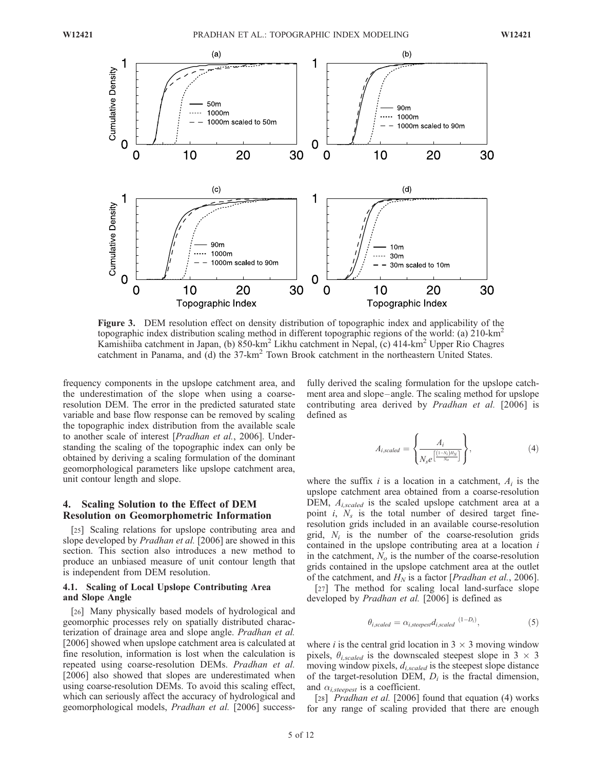**Figure 3.** DEM resolution effect on density distribution of topographic index and applicability of the topographic index distribution scaling method in different topographic regions of the world: (a) 210-km$^2$ Kamishiiba catchment in Japan, (b) 850-km$^2$ Likhu catchment in Nepal, (c) 414-km$^2$ Upper Rio Chagres catchment in Panama, and (d) the 37-km$^2$ Town Brook catchment in the northeastern United States.

frequency components in the upslope catchment area, and the underestimation of the slope when using a coarse-resolution DEM. The error in the predicted saturated state variable and base flow response can be removed by scaling the topographic index distribution from the available scale to another scale of interest [*Pradhan et al.*, 2006]. Understanding the scaling of the topographic index can only be obtained by deriving a scaling formulation of the dominant geomorphological parameters like upslope catchment area, unit contour length and slope.

## 4. Scaling Solution to the Effect of DEM Resolution on Geomorphometric Information

[25] Scaling relations for upslope contributing area and slope developed by *Pradhan et al.* [2006] are showed in this section. This section also introduces a new method to produce an unbiased measure of unit contour length that is independent from DEM resolution.

### 4.1. Scaling of Local Upslope Contributing Area and Slope Angle

[26] Many physically based models of hydrological and geomorphic processes rely on spatially distributed characterization of drainage area and slope angle. *Pradhan et al.* [2006] showed when upslope catchment area is calculated at fine resolution, information is lost when the calculation is repeated using coarse-resolution DEMs. *Pradhan et al.* [2006] also showed that slopes are underestimated when using coarse-resolution DEMs. To avoid this scaling effect, which can seriously affect the accuracy of hydrological and geomorphological models, *Pradhan et al.* [2006] successfully derived the scaling formulation for the upslope catchment area and slope–angle. The scaling method for upslope contributing area derived by *Pradhan et al.* [2006] is defined as

$$A_{i,scaled} = \left\{ \frac{A_i}{N_s e^{\left[\frac{(1-N_i)H_N}{N_o}\right]}} \right\}, \tag{4}$$

where the suffix $i$ is a location in a catchment, $A_i$ is the upslope catchment area obtained from a coarse-resolution DEM, $A_{i,scaled}$ is the scaled upslope catchment area at a point $i$, $N_s$ is the total number of desired target fine-resolution grids included in an available course-resolution grid, $N_i$ is the number of the coarse-resolution grids contained in the upslope contributing area at a location $i$ in the catchment, $N_o$ is the number of the coarse-resolution grids contained in the upslope catchment area at the outlet of the catchment, and $H_N$ is a factor [*Pradhan et al.*, 2006].

[27] The method for scaling local land-surface slope developed by *Pradhan et al.* [2006] is defined as

$$\theta_{i,scaled} = \alpha_{i,steepest} d_{i,scaled}\ ^{(1-D_i)}, \tag{5}$$

where $i$ is the central grid location in $3 \times 3$ moving window pixels, $\theta_{i,scaled}$ is the downscaled steepest slope in $3 \times 3$ moving window pixels, $d_{i,scaled}$ is the steepest slope distance of the target-resolution DEM, $D_i$ is the fractal dimension, and $\alpha_{i,steepest}$ is a coefficient.

[28] *Pradhan et al.* [2006] found that equation (4) works for any range of scaling provided that there are enough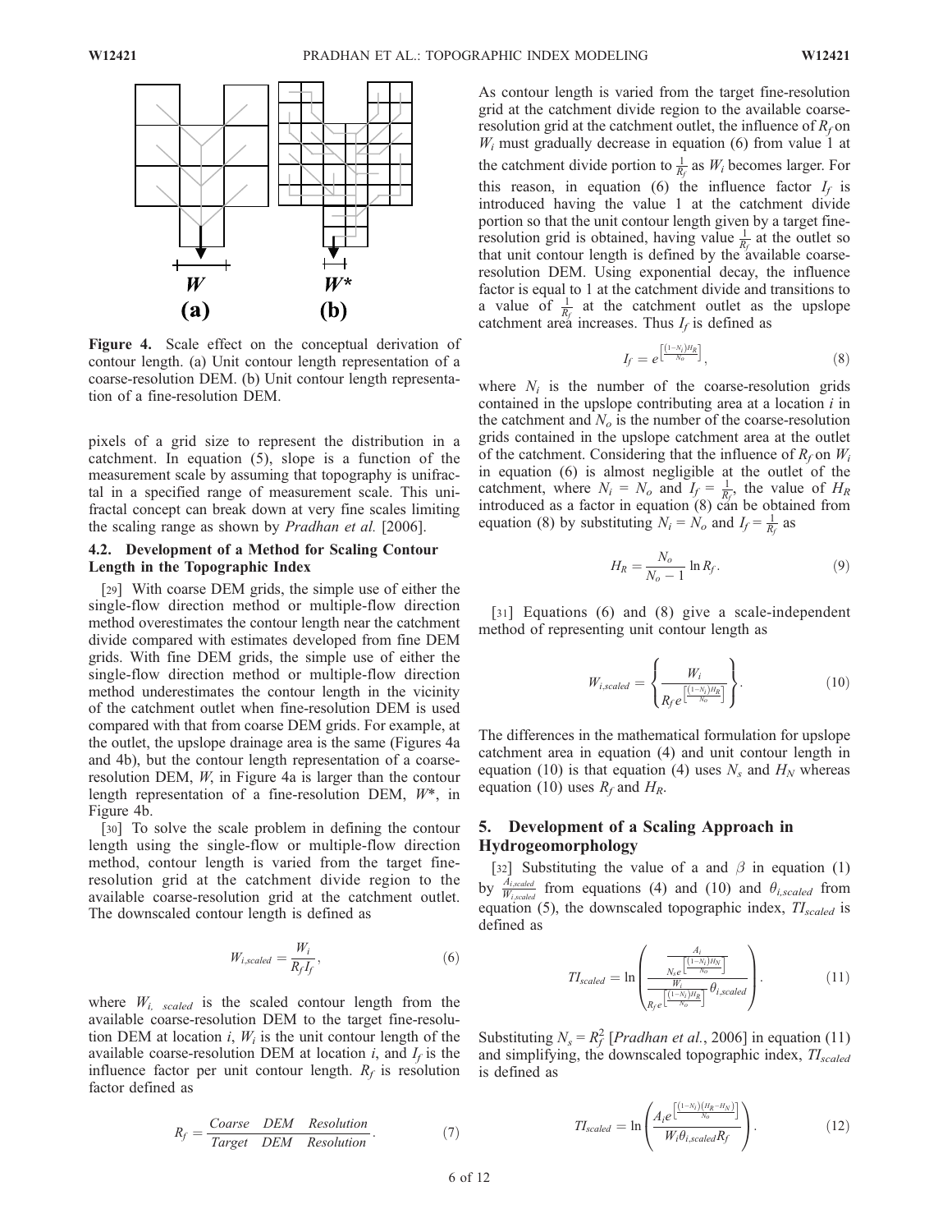**Figure 4.** Scale effect on the conceptual derivation of contour length. (a) Unit contour length representation of a coarse-resolution DEM. (b) Unit contour length representation of a fine-resolution DEM.

pixels of a grid size to represent the distribution in a catchment. In equation (5), slope is a function of the measurement scale by assuming that topography is unifractal in a specified range of measurement scale. This unifractal concept can break down at very fine scales limiting the scaling range as shown by *Pradhan et al.* [2006].

### 4.2. Development of a Method for Scaling Contour Length in the Topographic Index

[29] With coarse DEM grids, the simple use of either the single-flow direction method or multiple-flow direction method overestimates the contour length near the catchment divide compared with estimates developed from fine DEM grids. With fine DEM grids, the simple use of either the single-flow direction method or multiple-flow direction method underestimates the contour length in the vicinity of the catchment outlet when fine-resolution DEM is used compared with that from coarse DEM grids. For example, at the outlet, the upslope drainage area is the same (Figures 4a and 4b), but the contour length representation of a coarse-resolution DEM, $W$, in Figure 4a is larger than the contour length representation of a fine-resolution DEM, $W^*$, in Figure 4b.

[30] To solve the scale problem in defining the contour length using the single-flow or multiple-flow direction method, contour length is varied from the target fine-resolution grid at the catchment divide region to the available coarse-resolution grid at the catchment outlet. The downscaled contour length is defined as

$$W_{i,scaled} = \frac{W_i}{R_f I_f}, \tag{6}$$

where $W_{i,\ scaled}$ is the scaled contour length from the available coarse-resolution DEM to the target fine-resolution DEM at location $i$, $W_i$ is the unit contour length of the available coarse-resolution DEM at location $i$, and $I_f$ is the influence factor per unit contour length. $R_f$ is resolution factor defined as

$$R_f = \frac{Coarse \quad DEM \quad Resolution}{Target \quad DEM \quad Resolution}. \tag{7}$$

As contour length is varied from the target fine-resolution grid at the catchment divide region to the available coarse-resolution grid at the catchment outlet, the influence of $R_f$ on $W_i$ must gradually decrease in equation (6) from value 1 at the catchment divide portion to $\frac{1}{R_f}$ as $W_i$ becomes larger. For this reason, in equation (6) the influence factor $I_f$ is introduced having the value 1 at the catchment divide portion so that the unit contour length given by a target fine-resolution grid is obtained, having value $\frac{1}{R_f}$ at the outlet so that unit contour length is defined by the available coarse-resolution DEM. Using exponential decay, the influence factor is equal to 1 at the catchment divide and transitions to a value of $\frac{1}{R_f}$ at the catchment outlet as the upslope catchment area increases. Thus $I_f$ is defined as

$$I_f = e^{\left[\frac{(1-N_i)H_R}{N_o}\right]}, \tag{8}$$

where $N_i$ is the number of the coarse-resolution grids contained in the upslope contributing area at a location $i$ in the catchment and $N_o$ is the number of the coarse-resolution grids contained in the upslope catchment area at the outlet of the catchment. Considering that the influence of $R_f$ on $W_i$ in equation (6) is almost negligible at the outlet of the catchment, where $N_i = N_o$ and $I_f = \frac{1}{R_f}$, the value of $H_R$ introduced as a factor in equation (8) can be obtained from equation (8) by substituting $N_i = N_o$ and $I_f = \frac{1}{R_f}$ as

$$H_R = \frac{N_o}{N_o - 1} \ln R_f. \tag{9}$$

[31] Equations (6) and (8) give a scale-independent method of representing unit contour length as

$$W_{i,scaled} = \left\{ \frac{W_i}{R_f e^{\left[\frac{(1-N_i)H_R}{N_o}\right]}} \right\}. \tag{10}$$

The differences in the mathematical formulation for upslope catchment area in equation (4) and unit contour length in equation (10) is that equation (4) uses $N_s$ and $H_N$ whereas equation (10) uses $R_f$ and $H_R$.

## 5. Development of a Scaling Approach in Hydrogeomorphology

[32] Substituting the value of a and $\beta$ in equation (1) by $\frac{A_{i,scaled}}{W_{i,scaled}}$ from equations (4) and (10) and $\theta_{i,scaled}$ from equation (5), the downscaled topographic index, $TI_{scaled}$ is defined as

$$TI_{scaled} = \ln\left( \frac{\frac{A_i}{N_s e^{\left[\frac{(1-N_i)H_N}{N_o}\right]}}}{\frac{W_i}{R_f e^{\left[\frac{(1-N_i)H_R}{N_o}\right]}}\theta_{i,scaled}} \right). \tag{11}$$

Substituting $N_s = R_f^2$ [*Pradhan et al.*, 2006] in equation (11) and simplifying, the downscaled topographic index, $TI_{scaled}$ is defined as

$$TI_{scaled} = \ln\left( \frac{A_i e^{\left[\frac{(1-N_i)(H_R - H_N)}{N_o}\right]}}{W_i \theta_{i,scaled} R_f} \right). \tag{12}$$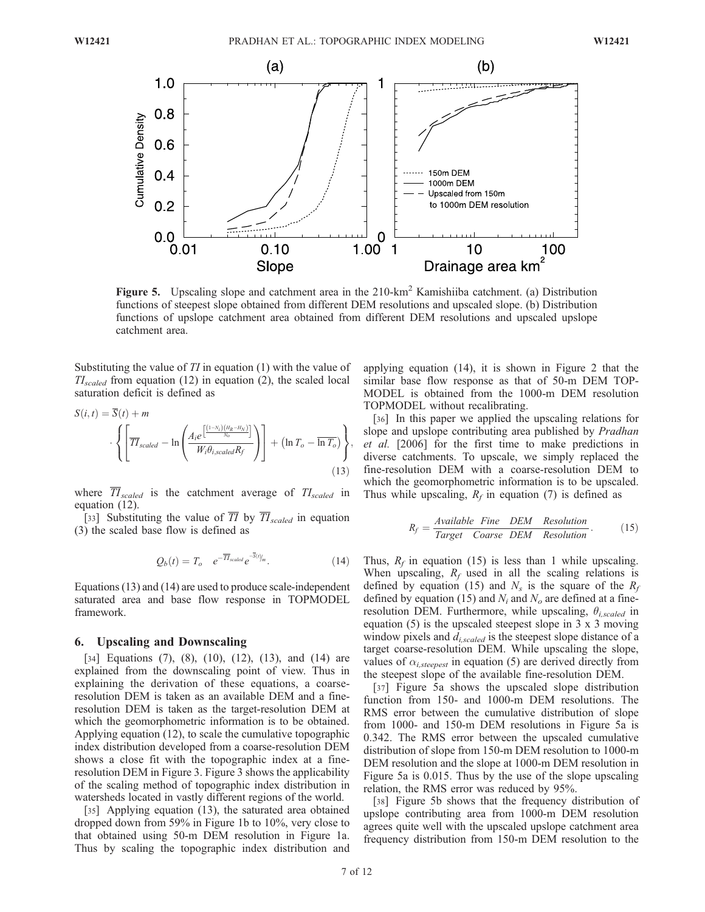**Figure 5.** Upscaling slope and catchment area in the 210-km$^2$ Kamishiiba catchment. (a) Distribution functions of steepest slope obtained from different DEM resolutions and upscaled slope. (b) Distribution functions of upslope catchment area obtained from different DEM resolutions and upscaled upslope catchment area.

Substituting the value of $TI$ in equation (1) with the value of $TI_{scaled}$ from equation (12) in equation (2), the scaled local saturation deficit is defined as

$$S(i,t) = \overline{S}(t) + m \cdot \left\{ \left[ \overline{TI}_{scaled} - \ln\left( \frac{A_i e^{\left[\frac{(1-N_i)(H_R - H_N)}{N_O}\right]}}{W_i \theta_{i,scaled} R_f} \right) \right] + \left( \ln T_o - \overline{\ln T_o} \right) \right\}, \tag{13}$$

where $\overline{TI}_{scaled}$ is the catchment average of $TI_{scaled}$ in equation (12).

[33] Substituting the value of $\overline{TI}$ by $\overline{TI}_{scaled}$ in equation (3) the scaled base flow is defined as

$$Q_b(t) = T_o \quad e^{-\overline{TI}_{scaled}} e^{-\overline{S}(t)/m}. \tag{14}$$

Equations (13) and (14) are used to produce scale-independent saturated area and base flow response in TOPMODEL framework.

## 6. Upscaling and Downscaling

[34] Equations (7), (8), (10), (12), (13), and (14) are explained from the downscaling point of view. Thus in explaining the derivation of these equations, a coarse-resolution DEM is taken as an available DEM and a fine-resolution DEM is taken as the target-resolution DEM at which the geomorphometric information is to be obtained. Applying equation (12), to scale the cumulative topographic index distribution developed from a coarse-resolution DEM shows a close fit with the topographic index at a fine-resolution DEM in Figure 3. Figure 3 shows the applicability of the scaling method of topographic index distribution in watersheds located in vastly different regions of the world.

[35] Applying equation (13), the saturated area obtained dropped down from 59% in Figure 1b to 10%, very close to that obtained using 50-m DEM resolution in Figure 1a. Thus by scaling the topographic index distribution and applying equation (14), it is shown in Figure 2 that the similar base flow response as that of 50-m DEM TOPMODEL is obtained from the 1000-m DEM resolution TOPMODEL without recalibrating.

[36] In this paper we applied the upscaling relations for slope and upslope contributing area published by *Pradhan et al.* [2006] for the first time to make predictions in diverse catchments. To upscale, we simply replaced the fine-resolution DEM with a coarse-resolution DEM to which the geomorphometric information is to be upscaled. Thus while upscaling, $R_f$ in equation (7) is defined as

$$R_f = \frac{Available \quad Fine \quad DEM \quad Resolution}{Target \quad Coarse \; DEM \quad Resolution}. \tag{15}$$

Thus, $R_f$ in equation (15) is less than 1 while upscaling. When upscaling, $R_f$ used in all the scaling relations is defined by equation (15) and $N_s$ is the square of the $R_f$ defined by equation (15) and $N_i$ and $N_o$ are defined at a fine-resolution DEM. Furthermore, while upscaling, $\theta_{i,scaled}$ in equation (5) is the upscaled steepest slope in 3 x 3 moving window pixels and $d_{i,scaled}$ is the steepest slope distance of a target coarse-resolution DEM. While upscaling the slope, values of $\alpha_{i,steepest}$ in equation (5) are derived directly from the steepest slope of the available fine-resolution DEM.

[37] Figure 5a shows the upscaled slope distribution function from 150- and 1000-m DEM resolutions. The RMS error between the cumulative distribution of slope from 1000- and 150-m DEM resolutions in Figure 5a is 0.342. The RMS error between the upscaled cumulative distribution of slope from 150-m DEM resolution to 1000-m DEM resolution and the slope at 1000-m DEM resolution in Figure 5a is 0.015. Thus by the use of the slope upscaling relation, the RMS error was reduced by 95%.

[38] Figure 5b shows that the frequency distribution of upslope contributing area from 1000-m DEM resolution agrees quite well with the upscaled upslope catchment area frequency distribution from 150-m DEM resolution to the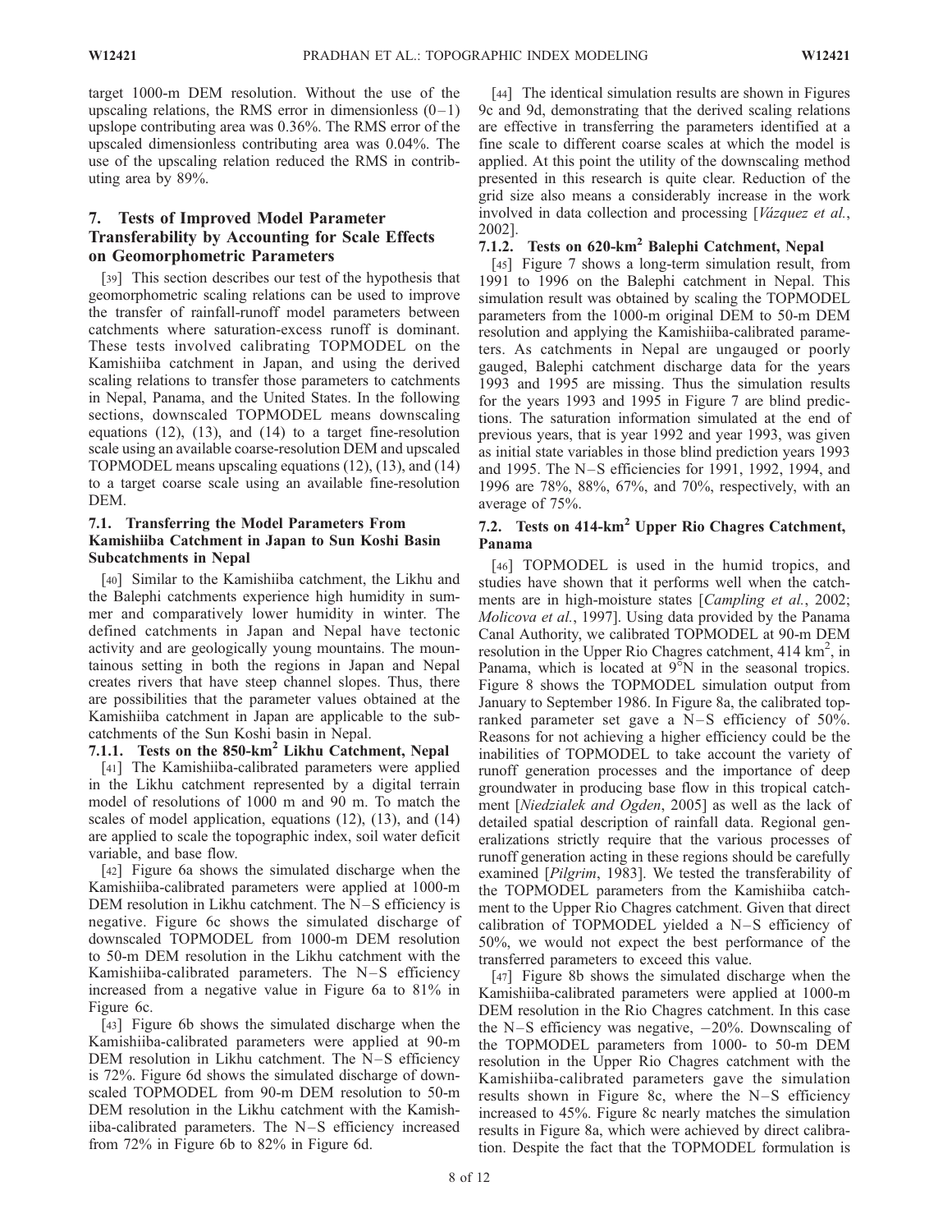target 1000-m DEM resolution. Without the use of the upscaling relations, the RMS error in dimensionless (0–1) upslope contributing area was 0.36%. The RMS error of the upscaled dimensionless contributing area was 0.04%. The use of the upscaling relation reduced the RMS in contributing area by 89%.

## 7. Tests of Improved Model Parameter Transferability by Accounting for Scale Effects on Geomorphometric Parameters

[39] This section describes our test of the hypothesis that geomorphometric scaling relations can be used to improve the transfer of rainfall-runoff model parameters between catchments where saturation-excess runoff is dominant. These tests involved calibrating TOPMODEL on the Kamishiiba catchment in Japan, and using the derived scaling relations to transfer those parameters to catchments in Nepal, Panama, and the United States. In the following sections, downscaled TOPMODEL means downscaling equations (12), (13), and (14) to a target fine-resolution scale using an available coarse-resolution DEM and upscaled TOPMODEL means upscaling equations (12), (13), and (14) to a target coarse scale using an available fine-resolution DEM.

### 7.1. Transferring the Model Parameters From Kamishiiba Catchment in Japan to Sun Koshi Basin Subcatchments in Nepal

[40] Similar to the Kamishiiba catchment, the Likhu and the Balephi catchments experience high humidity in summer and comparatively lower humidity in winter. The defined catchments in Japan and Nepal have tectonic activity and are geologically young mountains. The mountainous setting in both the regions in Japan and Nepal creates rivers that have steep channel slopes. Thus, there are possibilities that the parameter values obtained at the Kamishiiba catchment in Japan are applicable to the subcatchments of the Sun Koshi basin in Nepal.

#### 7.1.1. Tests on the 850-km$^2$ Likhu Catchment, Nepal

[41] The Kamishiiba-calibrated parameters were applied in the Likhu catchment represented by a digital terrain model of resolutions of 1000 m and 90 m. To match the scales of model application, equations (12), (13), and (14) are applied to scale the topographic index, soil water deficit variable, and base flow.

[42] Figure 6a shows the simulated discharge when the Kamishiiba-calibrated parameters were applied at 1000-m DEM resolution in Likhu catchment. The N–S efficiency is negative. Figure 6c shows the simulated discharge of downscaled TOPMODEL from 1000-m DEM resolution to 50-m DEM resolution in the Likhu catchment with the Kamishiiba-calibrated parameters. The N–S efficiency increased from a negative value in Figure 6a to 81% in Figure 6c.

[43] Figure 6b shows the simulated discharge when the Kamishiiba-calibrated parameters were applied at 90-m DEM resolution in Likhu catchment. The N–S efficiency is 72%. Figure 6d shows the simulated discharge of downscaled TOPMODEL from 90-m DEM resolution to 50-m DEM resolution in the Likhu catchment with the Kamishiiba-calibrated parameters. The N–S efficiency increased from 72% in Figure 6b to 82% in Figure 6d.

[44] The identical simulation results are shown in Figures 9c and 9d, demonstrating that the derived scaling relations are effective in transferring the parameters identified at a fine scale to different coarse scales at which the model is applied. At this point the utility of the downscaling method presented in this research is quite clear. Reduction of the grid size also means a considerably increase in the work involved in data collection and processing [*Vázquez et al.*, 2002].

#### 7.1.2. Tests on 620-km$^2$ Balephi Catchment, Nepal

[45] Figure 7 shows a long-term simulation result, from 1991 to 1996 on the Balephi catchment in Nepal. This simulation result was obtained by scaling the TOPMODEL parameters from the 1000-m original DEM to 50-m DEM resolution and applying the Kamishiiba-calibrated parameters. As catchments in Nepal are ungauged or poorly gauged, Balephi catchment discharge data for the years 1993 and 1995 are missing. Thus the simulation results for the years 1993 and 1995 in Figure 7 are blind predictions. The saturation information simulated at the end of previous years, that is year 1992 and year 1993, was given as initial state variables in those blind prediction years 1993 and 1995. The N–S efficiencies for 1991, 1992, 1994, and 1996 are 78%, 88%, 67%, and 70%, respectively, with an average of 75%.

### 7.2. Tests on 414-km$^2$ Upper Rio Chagres Catchment, Panama

[46] TOPMODEL is used in the humid tropics, and studies have shown that it performs well when the catchments are in high-moisture states [*Campling et al.*, 2002; *Molicova et al.*, 1997]. Using data provided by the Panama Canal Authority, we calibrated TOPMODEL at 90-m DEM resolution in the Upper Rio Chagres catchment, 414 km$^2$, in Panama, which is located at 9°N in the seasonal tropics. Figure 8 shows the TOPMODEL simulation output from January to September 1986. In Figure 8a, the calibrated top-ranked parameter set gave a N–S efficiency of 50%. Reasons for not achieving a higher efficiency could be the inabilities of TOPMODEL to take account the variety of runoff generation processes and the importance of deep groundwater in producing base flow in this tropical catchment [*Niedzialek and Ogden*, 2005] as well as the lack of detailed spatial description of rainfall data. Regional generalizations strictly require that the various processes of runoff generation acting in these regions should be carefully examined [*Pilgrim*, 1983]. We tested the transferability of the TOPMODEL parameters from the Kamishiiba catchment to the Upper Rio Chagres catchment. Given that direct calibration of TOPMODEL yielded a N–S efficiency of 50%, we would not expect the best performance of the transferred parameters to exceed this value.

[47] Figure 8b shows the simulated discharge when the Kamishiiba-calibrated parameters were applied at 1000-m DEM resolution in the Rio Chagres catchment. In this case the N–S efficiency was negative, −20%. Downscaling of the TOPMODEL parameters from 1000- to 50-m DEM resolution in the Upper Rio Chagres catchment with the Kamishiiba-calibrated parameters gave the simulation results shown in Figure 8c, where the N–S efficiency increased to 45%. Figure 8c nearly matches the simulation results in Figure 8a, which were achieved by direct calibration. Despite the fact that the TOPMODEL formulation is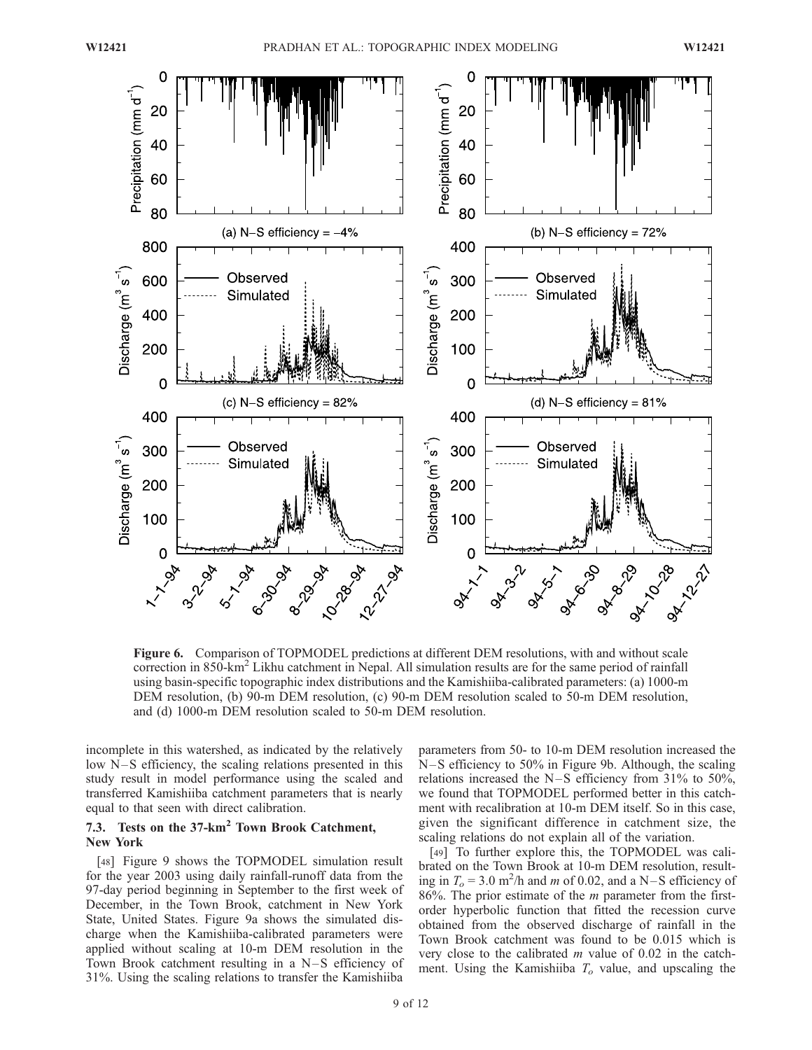**Figure 6.** Comparison of TOPMODEL predictions at different DEM resolutions, with and without scale correction in 850-km$^2$ Likhu catchment in Nepal. All simulation results are for the same period of rainfall using basin-specific topographic index distributions and the Kamishiiba-calibrated parameters: (a) 1000-m DEM resolution, (b) 90-m DEM resolution, (c) 90-m DEM resolution scaled to 50-m DEM resolution, and (d) 1000-m DEM resolution scaled to 50-m DEM resolution.

incomplete in this watershed, as indicated by the relatively low N–S efficiency, the scaling relations presented in this study result in model performance using the scaled and transferred Kamishiiba catchment parameters that is nearly equal to that seen with direct calibration.

### 7.3. Tests on the 37-km$^2$ Town Brook Catchment, New York

[48] Figure 9 shows the TOPMODEL simulation result for the year 2003 using daily rainfall-runoff data from the 97-day period beginning in September to the first week of December, in the Town Brook, catchment in New York State, United States. Figure 9a shows the simulated discharge when the Kamishiiba-calibrated parameters were applied without scaling at 10-m DEM resolution in the Town Brook catchment resulting in a N–S efficiency of 31%. Using the scaling relations to transfer the Kamishiiba parameters from 50- to 10-m DEM resolution increased the N–S efficiency to 50% in Figure 9b. Although, the scaling relations increased the N–S efficiency from 31% to 50%, we found that TOPMODEL performed better in this catchment with recalibration at 10-m DEM itself. So in this case, given the significant difference in catchment size, the scaling relations do not explain all of the variation.

[49] To further explore this, the TOPMODEL was calibrated on the Town Brook at 10-m DEM resolution, resulting in $T_o$ = 3.0 m$^2$/h and $m$ of 0.02, and a N–S efficiency of 86%. The prior estimate of the $m$ parameter from the first-order hyperbolic function that fitted the recession curve obtained from the observed discharge of rainfall in the Town Brook catchment was found to be 0.015 which is very close to the calibrated $m$ value of 0.02 in the catchment. Using the Kamishiiba $T_o$ value, and upscaling the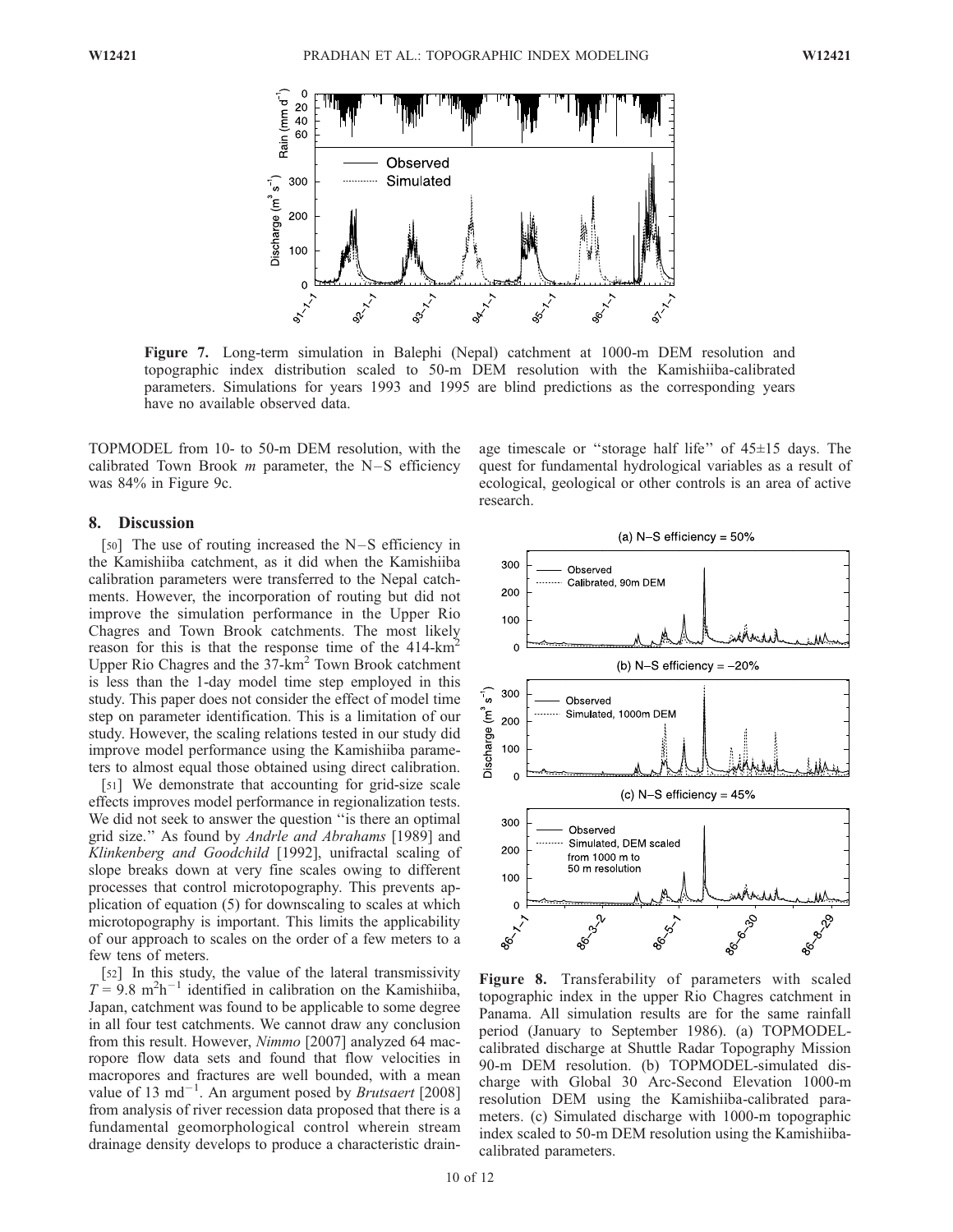**Figure 7.** Long-term simulation in Balephi (Nepal) catchment at 1000-m DEM resolution and topographic index distribution scaled to 50-m DEM resolution with the Kamishiiba-calibrated parameters. Simulations for years 1993 and 1995 are blind predictions as the corresponding years have no available observed data.

TOPMODEL from 10- to 50-m DEM resolution, with the calibrated Town Brook $m$ parameter, the N–S efficiency was 84% in Figure 9c.

## 8. Discussion

[50] The use of routing increased the N–S efficiency in the Kamishiiba catchment, as it did when the Kamishiiba calibration parameters were transferred to the Nepal catchments. However, the incorporation of routing but did not improve the simulation performance in the Upper Rio Chagres and Town Brook catchments. The most likely reason for this is that the response time of the 414-km$^2$ Upper Rio Chagres and the 37-km$^2$ Town Brook catchment is less than the 1-day model time step employed in this study. This paper does not consider the effect of model time step on parameter identification. This is a limitation of our study. However, the scaling relations tested in our study did improve model performance using the Kamishiiba parameters to almost equal those obtained using direct calibration.

[51] We demonstrate that accounting for grid-size scale effects improves model performance in regionalization tests. We did not seek to answer the question ''is there an optimal grid size.'' As found by *Andrle and Abrahams* [1989] and *Klinkenberg and Goodchild* [1992], unifractal scaling of slope breaks down at very fine scales owing to different processes that control microtopography. This prevents application of equation (5) for downscaling to scales at which microtopography is important. This limits the applicability of our approach to scales on the order of a few meters to a few tens of meters.

[52] In this study, the value of the lateral transmissivity $T = 9.8$ m$^2$h$^{-1}$ identified in calibration on the Kamishiiba, Japan, catchment was found to be applicable to some degree in all four test catchments. We cannot draw any conclusion from this result. However, *Nimmo* [2007] analyzed 64 macropore flow data sets and found that flow velocities in macropores and fractures are well bounded, with a mean value of 13 md$^{-1}$. An argument posed by *Brutsaert* [2008] from analysis of river recession data proposed that there is a fundamental geomorphological control wherein stream drainage density develops to produce a characteristic drainage timescale or ''storage half life'' of 45±15 days. The quest for fundamental hydrological variables as a result of ecological, geological or other controls is an area of active research.

**Figure 8.** Transferability of parameters with scaled topographic index in the upper Rio Chagres catchment in Panama. All simulation results are for the same rainfall period (January to September 1986). (a) TOPMODEL-calibrated discharge at Shuttle Radar Topography Mission 90-m DEM resolution. (b) TOPMODEL-simulated discharge with Global 30 Arc-Second Elevation 1000-m resolution DEM using the Kamishiiba-calibrated parameters. (c) Simulated discharge with 1000-m topographic index scaled to 50-m DEM resolution using the Kamishiiba-calibrated parameters.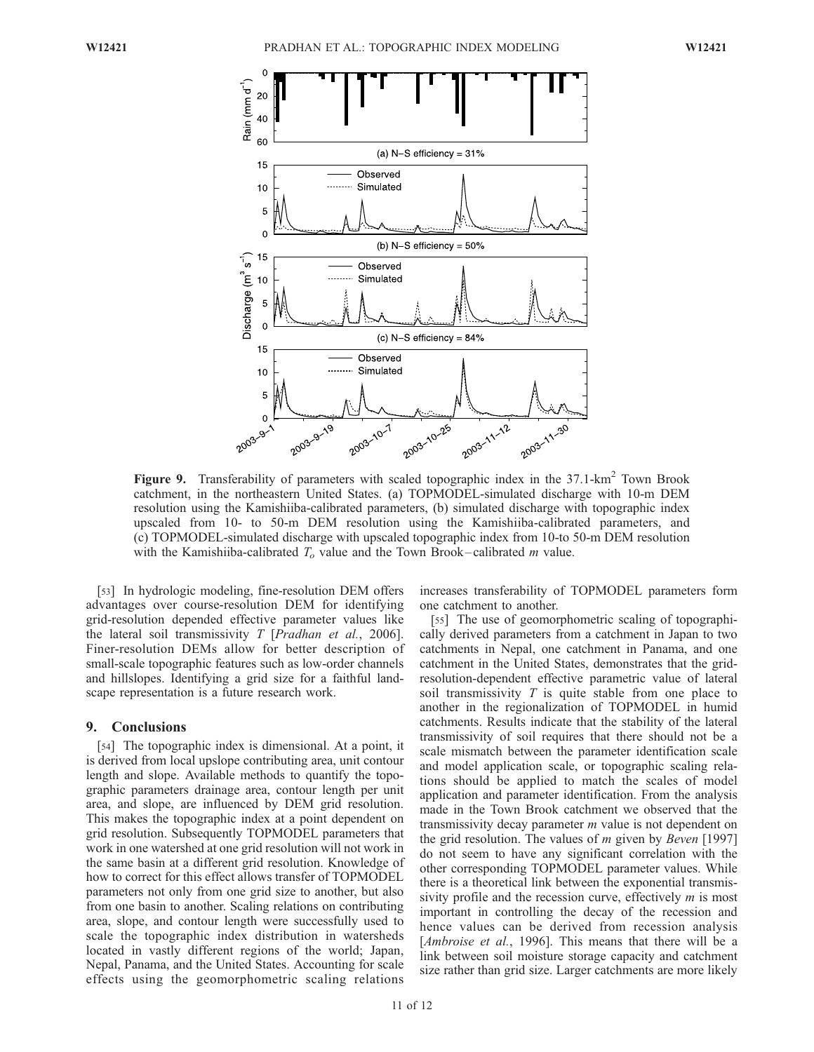**Figure 9.** Transferability of parameters with scaled topographic index in the 37.1-km$^2$ Town Brook catchment, in the northeastern United States. (a) TOPMODEL-simulated discharge with 10-m DEM resolution using the Kamishiiba-calibrated parameters, (b) simulated discharge with topographic index upscaled from 10- to 50-m DEM resolution using the Kamishiiba-calibrated parameters, and (c) TOPMODEL-simulated discharge with upscaled topographic index from 10-to 50-m DEM resolution with the Kamishiiba-calibrated $T_o$ value and the Town Brook–calibrated $m$ value.

[53] In hydrologic modeling, fine-resolution DEM offers advantages over course-resolution DEM for identifying grid-resolution depended effective parameter values like the lateral soil transmissivity $T$ [*Pradhan et al.*, 2006]. Finer-resolution DEMs allow for better description of small-scale topographic features such as low-order channels and hillslopes. Identifying a grid size for a faithful landscape representation is a future research work.

## 9. Conclusions

[54] The topographic index is dimensional. At a point, it is derived from local upslope contributing area, unit contour length and slope. Available methods to quantify the topographic parameters drainage area, contour length per unit area, and slope, are influenced by DEM grid resolution. This makes the topographic index at a point dependent on grid resolution. Subsequently TOPMODEL parameters that work in one watershed at one grid resolution will not work in the same basin at a different grid resolution. Knowledge of how to correct for this effect allows transfer of TOPMODEL parameters not only from one grid size to another, but also from one basin to another. Scaling relations on contributing area, slope, and contour length were successfully used to scale the topographic index distribution in watersheds located in vastly different regions of the world; Japan, Nepal, Panama, and the United States. Accounting for scale effects using the geomorphometric scaling relations increases transferability of TOPMODEL parameters form one catchment to another.

[55] The use of geomorphometric scaling of topographically derived parameters from a catchment in Japan to two catchments in Nepal, one catchment in Panama, and one catchment in the United States, demonstrates that the grid-resolution-dependent effective parametric value of lateral soil transmissivity $T$ is quite stable from one place to another in the regionalization of TOPMODEL in humid catchments. Results indicate that the stability of the lateral transmissivity of soil requires that there should not be a scale mismatch between the parameter identification scale and model application scale, or topographic scaling relations should be applied to match the scales of model application and parameter identification. From the analysis made in the Town Brook catchment we observed that the transmissivity decay parameter $m$ value is not dependent on the grid resolution. The values of $m$ given by *Beven* [1997] do not seem to have any significant correlation with the other corresponding TOPMODEL parameter values. While there is a theoretical link between the exponential transmissivity profile and the recession curve, effectively $m$ is most important in controlling the decay of the recession and hence values can be derived from recession analysis [*Ambroise et al.*, 1996]. This means that there will be a link between soil moisture storage capacity and catchment size rather than grid size. Larger catchments are more likely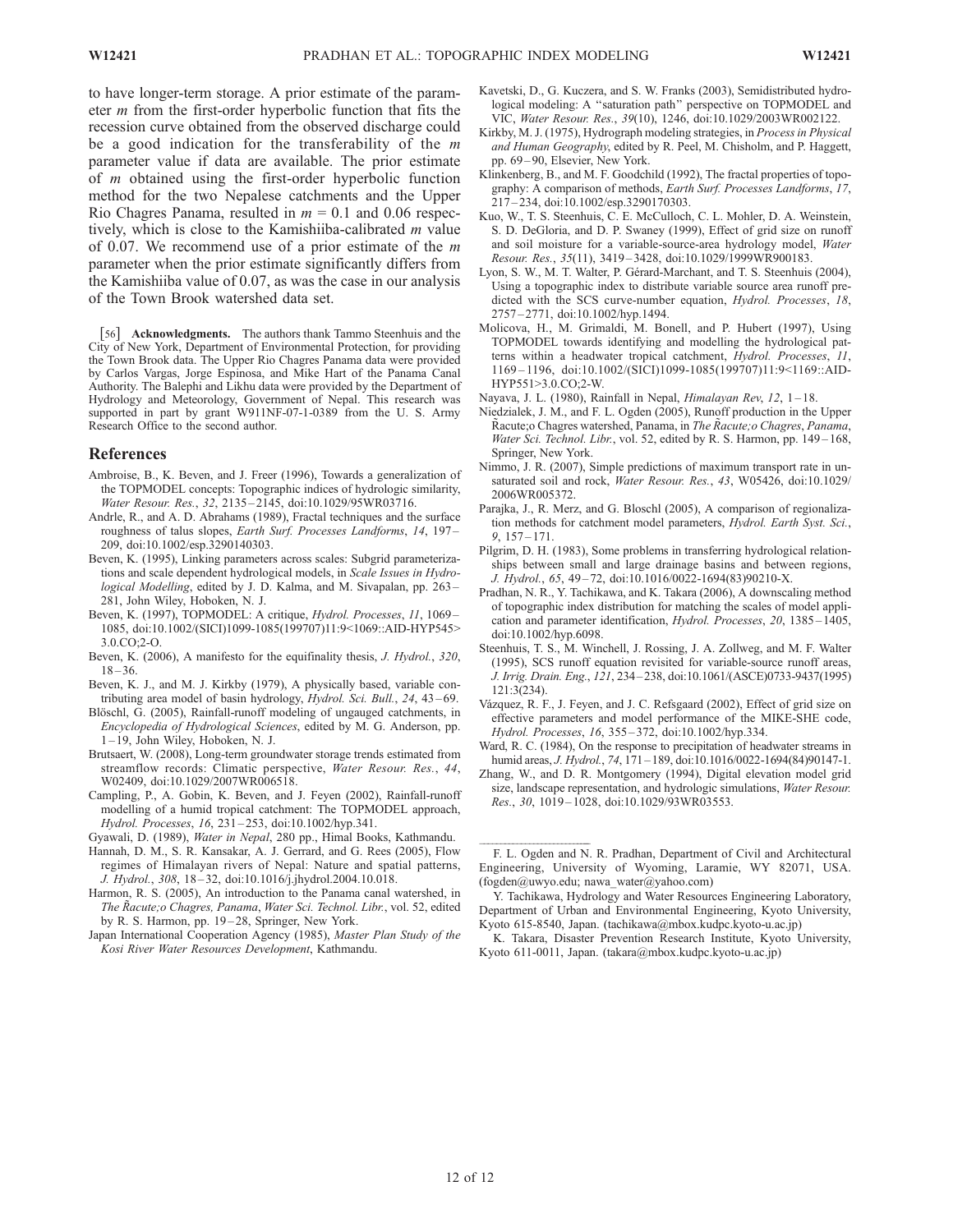to have longer-term storage. A prior estimate of the parameter $m$ from the first-order hyperbolic function that fits the recession curve obtained from the observed discharge could be a good indication for the transferability of the $m$ parameter value if data are available. The prior estimate of $m$ obtained using the first-order hyperbolic function method for the two Nepalese catchments and the Upper Rio Chagres Panama, resulted in $m = 0.1$ and 0.06 respectively, which is close to the Kamishiiba-calibrated $m$ value of 0.07. We recommend use of a prior estimate of the $m$ parameter when the prior estimate significantly differs from the Kamishiiba value of 0.07, as was the case in our analysis of the Town Brook watershed data set.

[56] **Acknowledgments.** The authors thank Tammo Steenhuis and the City of New York, Department of Environmental Protection, for providing the Town Brook data. The Upper Rio Chagres Panama data were provided by Carlos Vargas, Jorge Espinosa, and Mike Hart of the Panama Canal Authority. The Balephi and Likhu data were provided by the Department of Hydrology and Meteorology, Government of Nepal. This research was supported in part by grant W911NF-07-1-0389 from the U. S. Army Research Office to the second author.

## References

Ambroise, B., K. Beven, and J. Freer (1996), Towards a generalization of the TOPMODEL concepts: Topographic indices of hydrologic similarity, *Water Resour. Res.*, *32*, 2135–2145, doi:10.1029/95WR03716.

Andrle, R., and A. D. Abrahams (1989), Fractal techniques and the surface roughness of talus slopes, *Earth Surf. Processes Landforms*, *14*, 197–209, doi:10.1002/esp.3290140303.

Beven, K. (1995), Linking parameters across scales: Subgrid parameterizations and scale dependent hydrological models, in *Scale Issues in Hydrological Modelling*, edited by J. D. Kalma, and M. Sivapalan, pp. 263–281, John Wiley, Hoboken, N. J.

Beven, K. (1997), TOPMODEL: A critique, *Hydrol. Processes*, *11*, 1069–1085, doi:10.1002/(SICI)1099-1085(199707)11:9<1069::AID-HYP545>3.0.CO;2-O.

Beven, K. (2006), A manifesto for the equifinality thesis, *J. Hydrol.*, *320*, 18–36.

Beven, K. J., and M. J. Kirkby (1979), A physically based, variable contributing area model of basin hydrology, *Hydrol. Sci. Bull.*, *24*, 43–69.

Blöschl, G. (2005), Rainfall-runoff modeling of ungauged catchments, in *Encyclopedia of Hydrological Sciences*, edited by M. G. Anderson, pp. 1–19, John Wiley, Hoboken, N. J.

Brutsaert, W. (2008), Long-term groundwater storage trends estimated from streamflow records: Climatic perspective, *Water Resour. Res.*, *44*, W02409, doi:10.1029/2007WR006518.

Campling, P., A. Gobin, K. Beven, and J. Feyen (2002), Rainfall-runoff modelling of a humid tropical catchment: The TOPMODEL approach, *Hydrol. Processes*, *16*, 231–253, doi:10.1002/hyp.341.

Gyawali, D. (1989), *Water in Nepal*, 280 pp., Himal Books, Kathmandu.

Hannah, D. M., S. R. Kansakar, A. J. Gerrard, and G. Rees (2005), Flow regimes of Himalayan rivers of Nepal: Nature and spatial patterns, *J. Hydrol.*, *308*, 18–32, doi:10.1016/j.jhydrol.2004.10.018.

Harmon, R. S. (2005), An introduction to the Panama canal watershed, in *The R̃acute;o Chagres, Panama*, *Water Sci. Technol. Libr.*, vol. 52, edited by R. S. Harmon, pp. 19–28, Springer, New York.

Japan International Cooperation Agency (1985), *Master Plan Study of the Kosi River Water Resources Development*, Kathmandu.

Kavetski, D., G. Kuczera, and S. W. Franks (2003), Semidistributed hydrological modeling: A "saturation path" perspective on TOPMODEL and VIC, *Water Resour. Res.*, *39*(10), 1246, doi:10.1029/2003WR002122.

Kirkby, M. J. (1975), Hydrograph modeling strategies, in *Process in Physical and Human Geography*, edited by R. Peel, M. Chisholm, and P. Haggett, pp. 69–90, Elsevier, New York.

Klinkenberg, B., and M. F. Goodchild (1992), The fractal properties of topography: A comparison of methods, *Earth Surf. Processes Landforms*, *17*, 217–234, doi:10.1002/esp.3290170303.

Kuo, W., T. S. Steenhuis, C. E. McCulloch, C. L. Mohler, D. A. Weinstein, S. D. DeGloria, and D. P. Swaney (1999), Effect of grid size on runoff and soil moisture for a variable-source-area hydrology model, *Water Resour. Res.*, *35*(11), 3419–3428, doi:10.1029/1999WR900183.

Lyon, S. W., M. T. Walter, P. Gérard-Marchant, and T. S. Steenhuis (2004), Using a topographic index to distribute variable source area runoff predicted with the SCS curve-number equation, *Hydrol. Processes*, *18*, 2757–2771, doi:10.1002/hyp.1494.

Molicova, H., M. Grimaldi, M. Bonell, and P. Hubert (1997), Using TOPMODEL towards identifying and modelling the hydrological patterns within a headwater tropical catchment, *Hydrol. Processes*, *11*, 1169–1196, doi:10.1002/(SICI)1099-1085(199707)11:9<1169::AID-HYP551>3.0.CO;2-W.

Nayava, J. L. (1980), Rainfall in Nepal, *Himalayan Rev*, *12*, 1–18.

Niedzialek, J. M., and F. L. Ogden (2005), Runoff production in the Upper R̃acute;o Chagres watershed, Panama, in *The R̃acute;o Chagres, Panama*, *Water Sci. Technol. Libr.*, vol. 52, edited by R. S. Harmon, pp. 149–168, Springer, New York.

Nimmo, J. R. (2007), Simple predictions of maximum transport rate in unsaturated soil and rock, *Water Resour. Res.*, *43*, W05426, doi:10.1029/2006WR005372.

Parajka, J., R. Merz, and G. Bloschl (2005), A comparison of regionalization methods for catchment model parameters, *Hydrol. Earth Syst. Sci.*, *9*, 157–171.

Pilgrim, D. H. (1983), Some problems in transferring hydrological relationships between small and large drainage basins and between regions, *J. Hydrol.*, *65*, 49–72, doi:10.1016/0022-1694(83)90210-X.

Pradhan, N. R., Y. Tachikawa, and K. Takara (2006), A downscaling method of topographic index distribution for matching the scales of model application and parameter identification, *Hydrol. Processes*, *20*, 1385–1405, doi:10.1002/hyp.6098.

Steenhuis, T. S., M. Winchell, J. Rossing, J. A. Zollweg, and M. F. Walter (1995), SCS runoff equation revisited for variable-source runoff areas, *J. Irrig. Drain. Eng.*, *121*, 234–238, doi:10.1061/(ASCE)0733-9437(1995)121:3(234).

Vázquez, R. F., J. Feyen, and J. C. Refsgaard (2002), Effect of grid size on effective parameters and model performance of the MIKE-SHE code, *Hydrol. Processes*, *16*, 355–372, doi:10.1002/hyp.334.

Ward, R. C. (1984), On the response to precipitation of headwater streams in humid areas, *J. Hydrol.*, *74*, 171–189, doi:10.1016/0022-1694(84)90147-1.

Zhang, W., and D. R. Montgomery (1994), Digital elevation model grid size, landscape representation, and hydrologic simulations, *Water Resour. Res.*, *30*, 1019–1028, doi:10.1029/93WR03553.

---

F. L. Ogden and N. R. Pradhan, Department of Civil and Architectural Engineering, University of Wyoming, Laramie, WY 82071, USA. (fogden@uwyo.edu; nawa_water@yahoo.com)

Y. Tachikawa, Hydrology and Water Resources Engineering Laboratory, Department of Urban and Environmental Engineering, Kyoto University, Kyoto 615-8540, Japan. (tachikawa@mbox.kudpc.kyoto-u.ac.jp)

K. Takara, Disaster Prevention Research Institute, Kyoto University, Kyoto 611-0011, Japan. (takara@mbox.kudpc.kyoto-u.ac.jp)